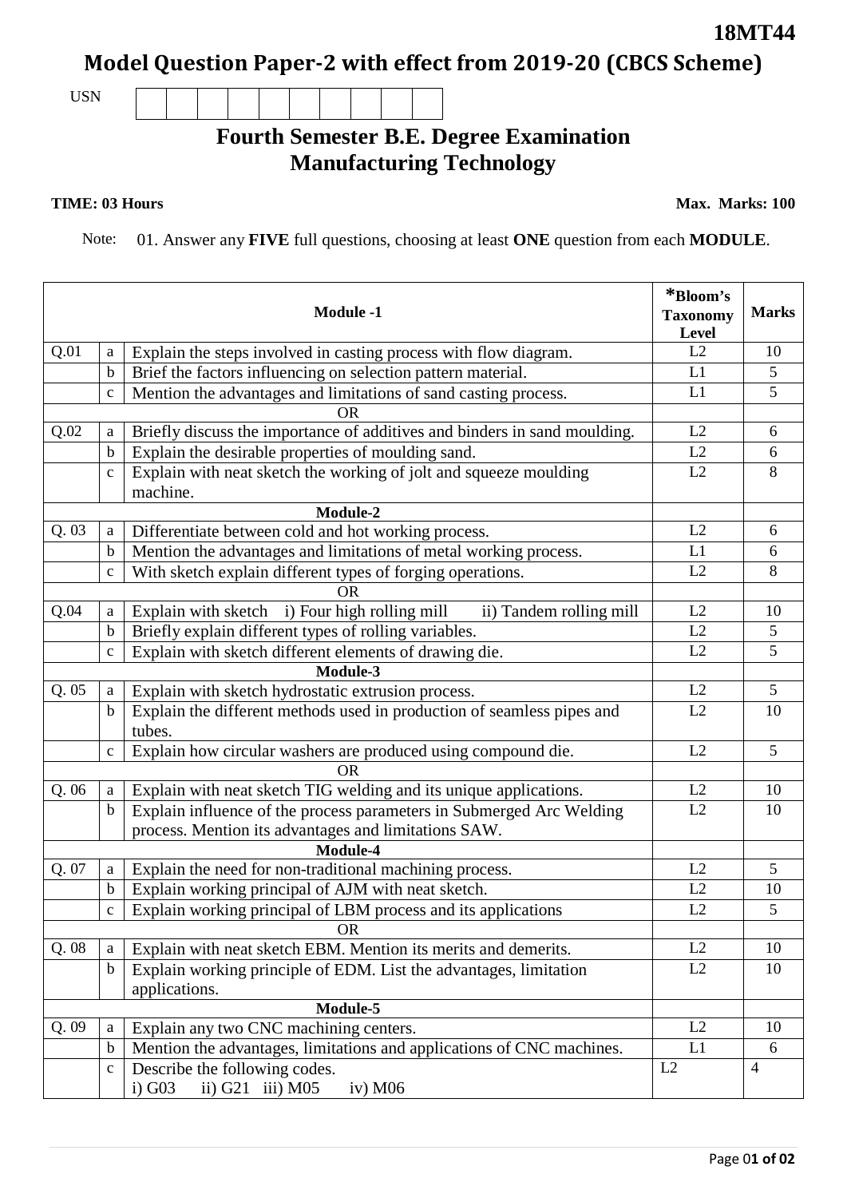**18MT44**

# Model Question Paper-2 with effect from 2019-20 (CBCS Scheme)

USN | | | | | | | | | |

## Fourth Semester B.E. Degree Examination
## Manufacturing Technology

**TIME: 03 Hours** **Max. Marks: 100**

Note: 01. Answer any **FIVE** full questions, choosing at least **ONE** question from each **MODULE**.

| | | **Module -1** | ***Bloom's Taxonomy Level** | **Marks** |
|---|---|---|---|---|
| Q.01 | a | Explain the steps involved in casting process with flow diagram. | L2 | 10 |
| | b | Brief the factors influencing on selection pattern material. | L1 | 5 |
| | c | Mention the advantages and limitations of sand casting process. | L1 | 5 |
| | | OR | | |
| Q.02 | a | Briefly discuss the importance of additives and binders in sand moulding. | L2 | 6 |
| | b | Explain the desirable properties of moulding sand. | L2 | 6 |
| | c | Explain with neat sketch the working of jolt and squeeze moulding machine. | L2 | 8 |
| | | **Module-2** | | |
| Q. 03 | a | Differentiate between cold and hot working process. | L2 | 6 |
| | b | Mention the advantages and limitations of metal working process. | L1 | 6 |
| | c | With sketch explain different types of forging operations. | L2 | 8 |
| | | OR | | |
| Q.04 | a | Explain with sketch i) Four high rolling mill ii) Tandem rolling mill | L2 | 10 |
| | b | Briefly explain different types of rolling variables. | L2 | 5 |
| | c | Explain with sketch different elements of drawing die. | L2 | 5 |
| | | **Module-3** | | |
| Q. 05 | a | Explain with sketch hydrostatic extrusion process. | L2 | 5 |
| | b | Explain the different methods used in production of seamless pipes and tubes. | L2 | 10 |
| | c | Explain how circular washers are produced using compound die. | L2 | 5 |
| | | OR | | |
| Q. 06 | a | Explain with neat sketch TIG welding and its unique applications. | L2 | 10 |
| | b | Explain influence of the process parameters in Submerged Arc Welding process. Mention its advantages and limitations SAW. | L2 | 10 |
| | | **Module-4** | | |
| Q. 07 | a | Explain the need for non-traditional machining process. | L2 | 5 |
| | b | Explain working principal of AJM with neat sketch. | L2 | 10 |
| | c | Explain working principal of LBM process and its applications | L2 | 5 |
| | | OR | | |
| Q. 08 | a | Explain with neat sketch EBM. Mention its merits and demerits. | L2 | 10 |
| | b | Explain working principle of EDM. List the advantages, limitation applications. | L2 | 10 |
| | | **Module-5** | | |
| Q. 09 | a | Explain any two CNC machining centers. | L2 | 10 |
| | b | Mention the advantages, limitations and applications of CNC machines. | L1 | 6 |
| | c | Describe the following codes. i) G03 ii) G21 iii) M05 iv) M06 | L2 | 4 |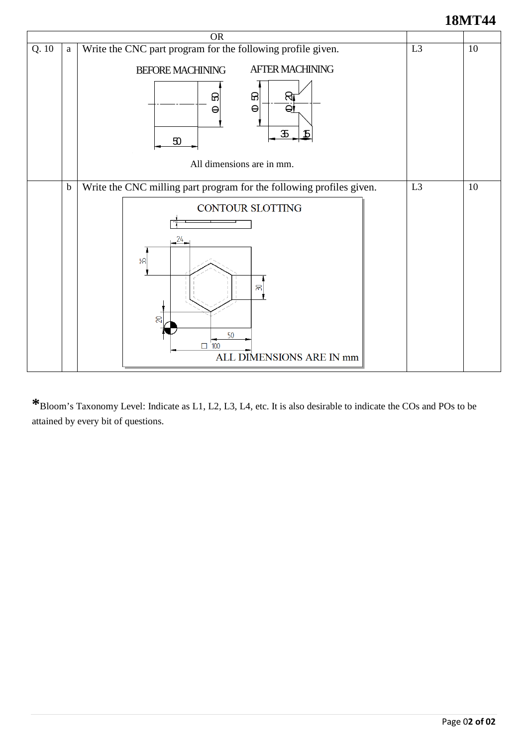| | | | | |
|---|---|---|---|---|
| | | OR | | |
| Q. 10 | a | Write the CNC part program for the following profile given.<br><br>BEFORE MACHINING AFTER MACHINING<br><br>Φ 50 50 Φ 50 Φ 20 35 15<br><br>All dimensions are in mm. | L3 | 10 |
| | b | Write the CNC milling part program for the following profiles given.<br><br>CONTOUR SLOTTING<br><br>24 35 30 20 50 □ 100<br><br>ALL DIMENSIONS ARE IN mm | L3 | 10 |

*Bloom's Taxonomy Level: Indicate as L1, L2, L3, L4, etc. It is also desirable to indicate the COs and POs to be attained by every bit of questions.